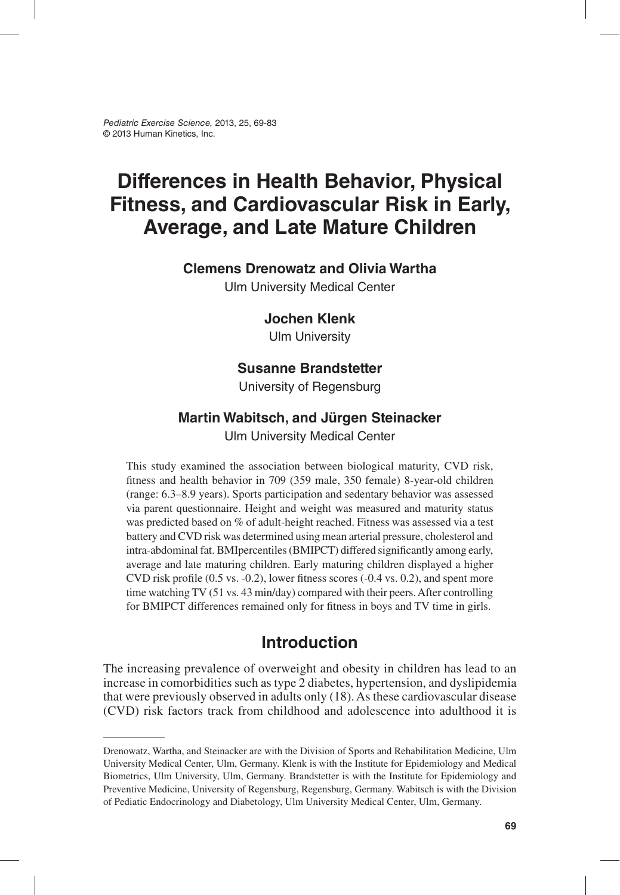# Differences in Health Behavior, Physical Fitness, and Cardiovascular Risk in Early, Average, and Late Mature Children

**Clemens Drenowatz and Olivia Wartha**

Ulm University Medical Center

**Jochen Klenk**

Ulm University

**Susanne Brandstetter**

University of Regensburg

**Martin Wabitsch, and Jürgen Steinacker**

Ulm University Medical Center

This study examined the association between biological maturity, CVD risk, fitness and health behavior in 709 (359 male, 350 female) 8-year-old children (range: 6.3–8.9 years). Sports participation and sedentary behavior was assessed via parent questionnaire. Height and weight was measured and maturity status was predicted based on % of adult-height reached. Fitness was assessed via a test battery and CVD risk was determined using mean arterial pressure, cholesterol and intra-abdominal fat. BMIpercentiles (BMIPCT) differed significantly among early, average and late maturing children. Early maturing children displayed a higher CVD risk profile (0.5 vs. -0.2), lower fitness scores (-0.4 vs. 0.2), and spent more time watching TV (51 vs. 43 min/day) compared with their peers. After controlling for BMIPCT differences remained only for fitness in boys and TV time in girls.

## Introduction

The increasing prevalence of overweight and obesity in children has lead to an increase in comorbidities such as type 2 diabetes, hypertension, and dyslipidemia that were previously observed in adults only (18). As these cardiovascular disease (CVD) risk factors track from childhood and adolescence into adulthood it is

Drenowatz, Wartha, and Steinacker are with the Division of Sports and Rehabilitation Medicine, Ulm University Medical Center, Ulm, Germany. Klenk is with the Institute for Epidemiology and Medical Biometrics, Ulm University, Ulm, Germany. Brandstetter is with the Institute for Epidemiology and Preventive Medicine, University of Regensburg, Regensburg, Germany. Wabitsch is with the Division of Pediatric Endocrinology and Diabetology, Ulm University Medical Center, Ulm, Germany.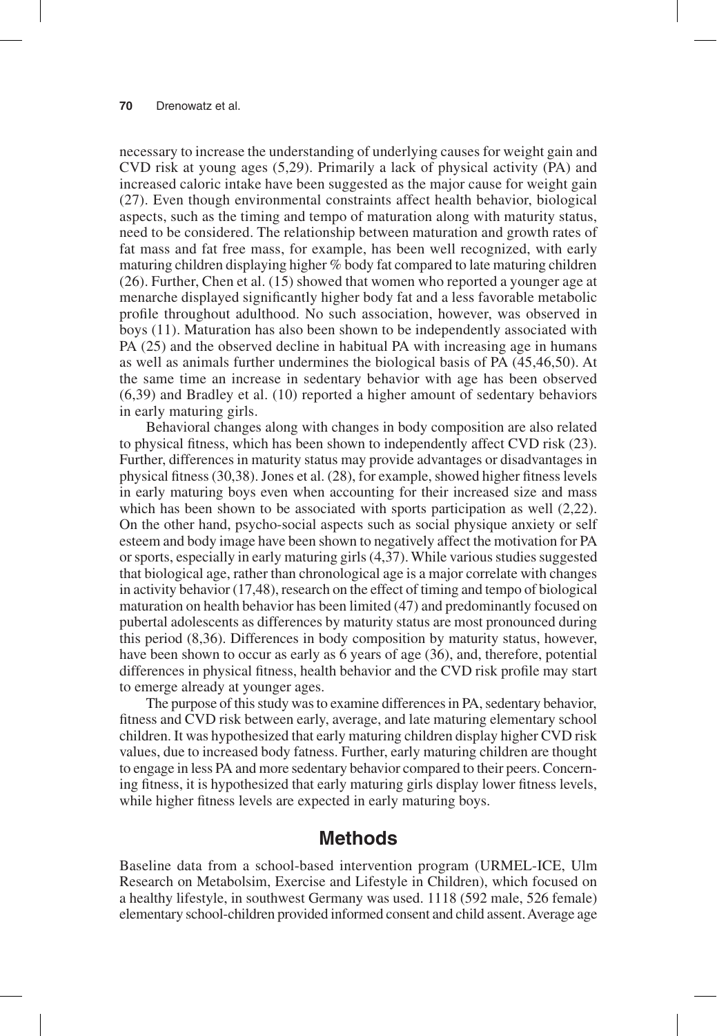necessary to increase the understanding of underlying causes for weight gain and CVD risk at young ages (5,29). Primarily a lack of physical activity (PA) and increased caloric intake have been suggested as the major cause for weight gain (27). Even though environmental constraints affect health behavior, biological aspects, such as the timing and tempo of maturation along with maturity status, need to be considered. The relationship between maturation and growth rates of fat mass and fat free mass, for example, has been well recognized, with early maturing children displaying higher % body fat compared to late maturing children (26). Further, Chen et al. (15) showed that women who reported a younger age at menarche displayed significantly higher body fat and a less favorable metabolic profile throughout adulthood. No such association, however, was observed in boys (11). Maturation has also been shown to be independently associated with PA (25) and the observed decline in habitual PA with increasing age in humans as well as animals further undermines the biological basis of PA (45,46,50). At the same time an increase in sedentary behavior with age has been observed (6,39) and Bradley et al. (10) reported a higher amount of sedentary behaviors in early maturing girls.

Behavioral changes along with changes in body composition are also related to physical fitness, which has been shown to independently affect CVD risk (23). Further, differences in maturity status may provide advantages or disadvantages in physical fitness (30,38). Jones et al. (28), for example, showed higher fitness levels in early maturing boys even when accounting for their increased size and mass which has been shown to be associated with sports participation as well (2,22). On the other hand, psycho-social aspects such as social physique anxiety or self esteem and body image have been shown to negatively affect the motivation for PA or sports, especially in early maturing girls (4,37). While various studies suggested that biological age, rather than chronological age is a major correlate with changes in activity behavior (17,48), research on the effect of timing and tempo of biological maturation on health behavior has been limited (47) and predominantly focused on pubertal adolescents as differences by maturity status are most pronounced during this period (8,36). Differences in body composition by maturity status, however, have been shown to occur as early as 6 years of age (36), and, therefore, potential differences in physical fitness, health behavior and the CVD risk profile may start to emerge already at younger ages.

The purpose of this study was to examine differences in PA, sedentary behavior, fitness and CVD risk between early, average, and late maturing elementary school children. It was hypothesized that early maturing children display higher CVD risk values, due to increased body fatness. Further, early maturing children are thought to engage in less PA and more sedentary behavior compared to their peers. Concerning fitness, it is hypothesized that early maturing girls display lower fitness levels, while higher fitness levels are expected in early maturing boys.

## Methods

Baseline data from a school-based intervention program (URMEL-ICE, Ulm Research on Metabolsim, Exercise and Lifestyle in Children), which focused on a healthy lifestyle, in southwest Germany was used. 1118 (592 male, 526 female) elementary school-children provided informed consent and child assent. Average age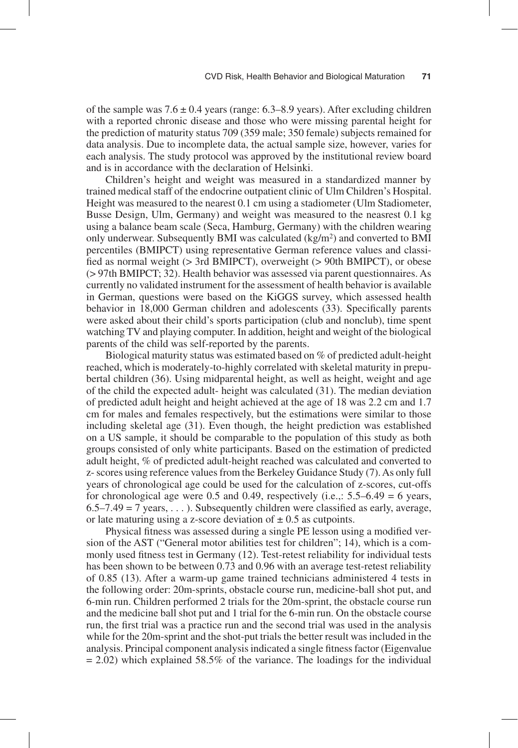of the sample was $7.6 \pm 0.4$ years (range: 6.3–8.9 years). After excluding children with a reported chronic disease and those who were missing parental height for the prediction of maturity status 709 (359 male; 350 female) subjects remained for data analysis. Due to incomplete data, the actual sample size, however, varies for each analysis. The study protocol was approved by the institutional review board and is in accordance with the declaration of Helsinki.

Children's height and weight was measured in a standardized manner by trained medical staff of the endocrine outpatient clinic of Ulm Children's Hospital. Height was measured to the nearest 0.1 cm using a stadiometer (Ulm Stadiometer, Busse Design, Ulm, Germany) and weight was measured to the neasrest 0.1 kg using a balance beam scale (Seca, Hamburg, Germany) with the children wearing only underwear. Subsequently BMI was calculated ($kg/m^2$) and converted to BMI percentiles (BMIPCT) using representative German reference values and classified as normal weight (> 3rd BMIPCT), overweight (> 90th BMIPCT), or obese (> 97th BMIPCT; 32). Health behavior was assessed via parent questionnaires. As currently no validated instrument for the assessment of health behavior is available in German, questions were based on the KiGGS survey, which assessed health behavior in 18,000 German children and adolescents (33). Specifically parents were asked about their child's sports participation (club and nonclub), time spent watching TV and playing computer. In addition, height and weight of the biological parents of the child was self-reported by the parents.

Biological maturity status was estimated based on % of predicted adult-height reached, which is moderately-to-highly correlated with skeletal maturity in prepubertal children (36). Using midparental height, as well as height, weight and age of the child the expected adult- height was calculated (31). The median deviation of predicted adult height and height achieved at the age of 18 was 2.2 cm and 1.7 cm for males and females respectively, but the estimations were similar to those including skeletal age (31). Even though, the height prediction was established on a US sample, it should be comparable to the population of this study as both groups consisted of only white participants. Based on the estimation of predicted adult height, % of predicted adult-height reached was calculated and converted to z- scores using reference values from the Berkeley Guidance Study (7). As only full years of chronological age could be used for the calculation of z-scores, cut-offs for chronological age were 0.5 and 0.49, respectively (i.e.,: 5.5–6.49 = 6 years, 6.5–7.49 = 7 years, . . . ). Subsequently children were classified as early, average, or late maturing using a z-score deviation of ± 0.5 as cutpoints.

Physical fitness was assessed during a single PE lesson using a modified version of the AST ("General motor abilities test for children"; 14), which is a commonly used fitness test in Germany (12). Test-retest reliability for individual tests has been shown to be between 0.73 and 0.96 with an average test-retest reliability of 0.85 (13). After a warm-up game trained technicians administered 4 tests in the following order: 20m-sprints, obstacle course run, medicine-ball shot put, and 6-min run. Children performed 2 trials for the 20m-sprint, the obstacle course run and the medicine ball shot put and 1 trial for the 6-min run. On the obstacle course run, the first trial was a practice run and the second trial was used in the analysis while for the 20m-sprint and the shot-put trials the better result was included in the analysis. Principal component analysis indicated a single fitness factor (Eigenvalue = 2.02) which explained 58.5% of the variance. The loadings for the individual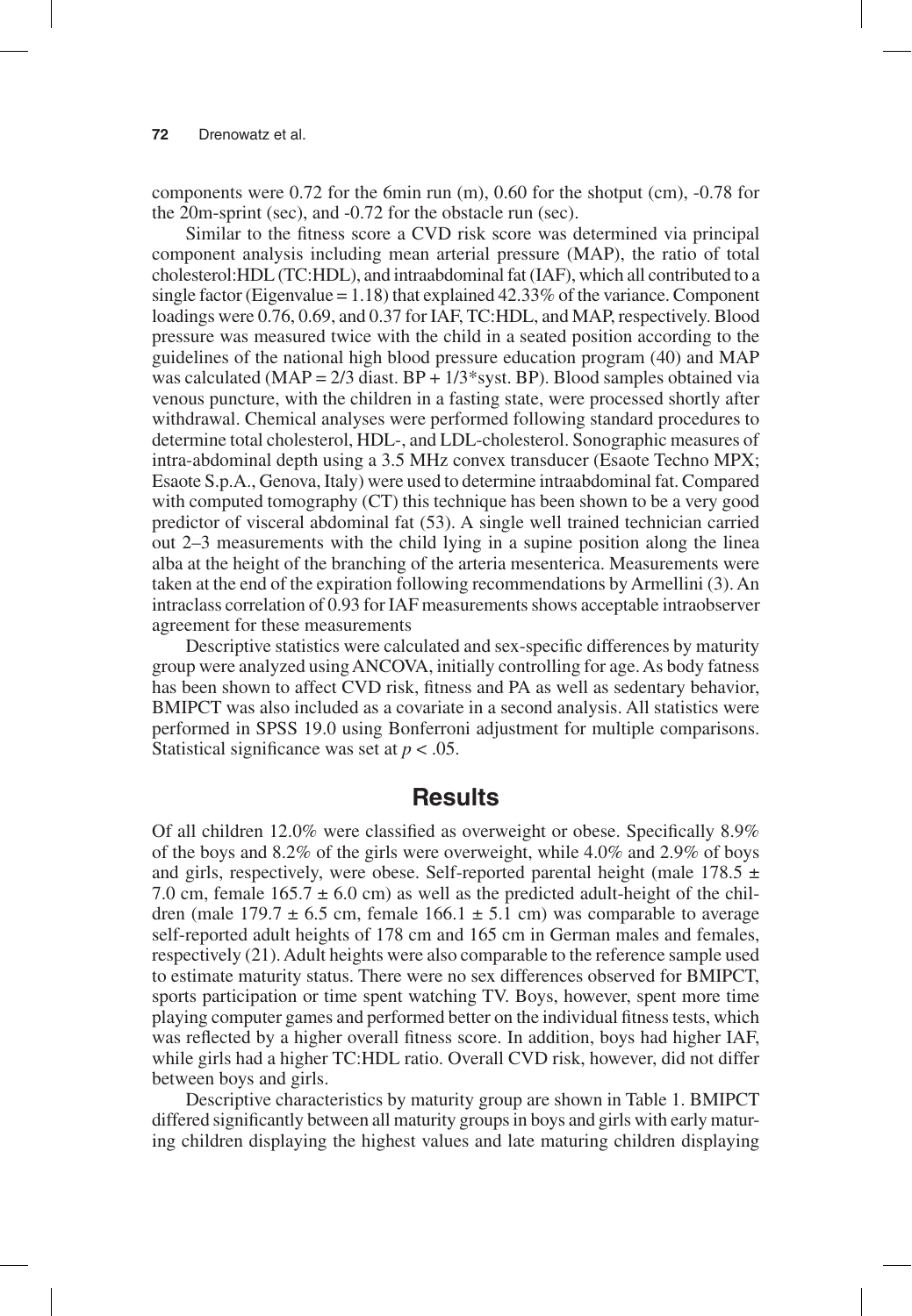components were 0.72 for the 6min run (m), 0.60 for the shotput (cm), -0.78 for the 20m-sprint (sec), and -0.72 for the obstacle run (sec).

Similar to the fitness score a CVD risk score was determined via principal component analysis including mean arterial pressure (MAP), the ratio of total cholesterol:HDL (TC:HDL), and intraabdominal fat (IAF), which all contributed to a single factor (Eigenvalue = 1.18) that explained 42.33% of the variance. Component loadings were 0.76, 0.69, and 0.37 for IAF, TC:HDL, and MAP, respectively. Blood pressure was measured twice with the child in a seated position according to the guidelines of the national high blood pressure education program (40) and MAP was calculated (MAP = 2/3 diast. BP + 1/3*syst. BP). Blood samples obtained via venous puncture, with the children in a fasting state, were processed shortly after withdrawal. Chemical analyses were performed following standard procedures to determine total cholesterol, HDL-, and LDL-cholesterol. Sonographic measures of intra-abdominal depth using a 3.5 MHz convex transducer (Esaote Techno MPX; Esaote S.p.A., Genova, Italy) were used to determine intraabdominal fat. Compared with computed tomography (CT) this technique has been shown to be a very good predictor of visceral abdominal fat (53). A single well trained technician carried out 2–3 measurements with the child lying in a supine position along the linea alba at the height of the branching of the arteria mesenterica. Measurements were taken at the end of the expiration following recommendations by Armellini (3). An intraclass correlation of 0.93 for IAF measurements shows acceptable intraobserver agreement for these measurements

Descriptive statistics were calculated and sex-specific differences by maturity group were analyzed using ANCOVA, initially controlling for age. As body fatness has been shown to affect CVD risk, fitness and PA as well as sedentary behavior, BMIPCT was also included as a covariate in a second analysis. All statistics were performed in SPSS 19.0 using Bonferroni adjustment for multiple comparisons. Statistical significance was set at $p < .05$.

## Results

Of all children 12.0% were classified as overweight or obese. Specifically 8.9% of the boys and 8.2% of the girls were overweight, while 4.0% and 2.9% of boys and girls, respectively, were obese. Self-reported parental height (male 178.5 ± 7.0 cm, female 165.7 ± 6.0 cm) as well as the predicted adult-height of the children (male 179.7 ± 6.5 cm, female 166.1 ± 5.1 cm) was comparable to average self-reported adult heights of 178 cm and 165 cm in German males and females, respectively (21). Adult heights were also comparable to the reference sample used to estimate maturity status. There were no sex differences observed for BMIPCT, sports participation or time spent watching TV. Boys, however, spent more time playing computer games and performed better on the individual fitness tests, which was reflected by a higher overall fitness score. In addition, boys had higher IAF, while girls had a higher TC:HDL ratio. Overall CVD risk, however, did not differ between boys and girls.

Descriptive characteristics by maturity group are shown in Table 1. BMIPCT differed significantly between all maturity groups in boys and girls with early maturing children displaying the highest values and late maturing children displaying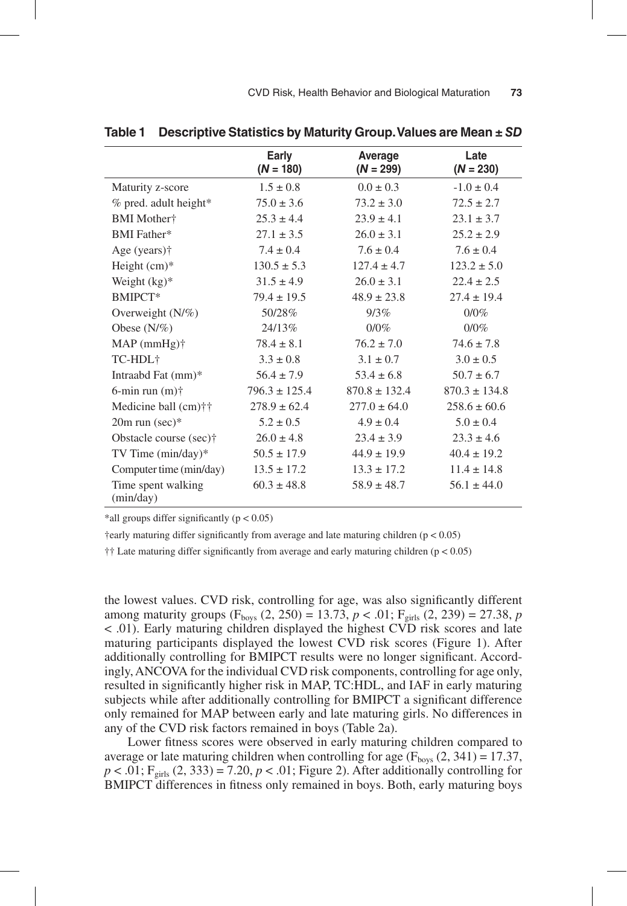**Table 1 Descriptive Statistics by Maturity Group. Values are Mean ± *SD***

| | Early (*N* = 180) | Average (*N* = 299) | Late (*N* = 230) |
|---|---|---|---|
| Maturity z-score | 1.5 ± 0.8 | 0.0 ± 0.3 | -1.0 ± 0.4 |
| % pred. adult height* | 75.0 ± 3.6 | 73.2 ± 3.0 | 72.5 ± 2.7 |
| BMI Mother† | 25.3 ± 4.4 | 23.9 ± 4.1 | 23.1 ± 3.7 |
| BMI Father* | 27.1 ± 3.5 | 26.0 ± 3.1 | 25.2 ± 2.9 |
| Age (years)† | 7.4 ± 0.4 | 7.6 ± 0.4 | 7.6 ± 0.4 |
| Height (cm)* | 130.5 ± 5.3 | 127.4 ± 4.7 | 123.2 ± 5.0 |
| Weight (kg)* | 31.5 ± 4.9 | 26.0 ± 3.1 | 22.4 ± 2.5 |
| BMIPCT* | 79.4 ± 19.5 | 48.9 ± 23.8 | 27.4 ± 19.4 |
| Overweight (N/%) | 50/28% | 9/3% | 0/0% |
| Obese (N/%) | 24/13% | 0/0% | 0/0% |
| MAP (mmHg)† | 78.4 ± 8.1 | 76.2 ± 7.0 | 74.6 ± 7.8 |
| TC-HDL† | 3.3 ± 0.8 | 3.1 ± 0.7 | 3.0 ± 0.5 |
| Intraabd Fat (mm)* | 56.4 ± 7.9 | 53.4 ± 6.8 | 50.7 ± 6.7 |
| 6-min run (m)† | 796.3 ± 125.4 | 870.8 ± 132.4 | 870.3 ± 134.8 |
| Medicine ball (cm)†† | 278.9 ± 62.4 | 277.0 ± 64.0 | 258.6 ± 60.6 |
| 20m run (sec)* | 5.2 ± 0.5 | 4.9 ± 0.4 | 5.0 ± 0.4 |
| Obstacle course (sec)† | 26.0 ± 4.8 | 23.4 ± 3.9 | 23.3 ± 4.6 |
| TV Time (min/day)* | 50.5 ± 17.9 | 44.9 ± 19.9 | 40.4 ± 19.2 |
| Computer time (min/day) | 13.5 ± 17.2 | 13.3 ± 17.2 | 11.4 ± 14.8 |
| Time spent walking (min/day) | 60.3 ± 48.8 | 58.9 ± 48.7 | 56.1 ± 44.0 |

*all groups differ significantly ($p < 0.05$)

†early maturing differ significantly from average and late maturing children ($p < 0.05$)

†† Late maturing differ significantly from average and early maturing children ($p < 0.05$)

the lowest values. CVD risk, controlling for age, was also significantly different among maturity groups ($F_{boys}$ (2, 250) = 13.73, $p < .01$; $F_{girls}$ (2, 239) = 27.38, $p < .01$). Early maturing children displayed the highest CVD risk scores and late maturing participants displayed the lowest CVD risk scores (Figure 1). After additionally controlling for BMIPCT results were no longer significant. Accordingly, ANCOVA for the individual CVD risk components, controlling for age only, resulted in significantly higher risk in MAP, TC:HDL, and IAF in early maturing subjects while after additionally controlling for BMIPCT a significant difference only remained for MAP between early and late maturing girls. No differences in any of the CVD risk factors remained in boys (Table 2a).

Lower fitness scores were observed in early maturing children compared to average or late maturing children when controlling for age ($F_{boys}$ (2, 341) = 17.37, $p < .01$; $F_{girls}$ (2, 333) = 7.20, $p < .01$; Figure 2). After additionally controlling for BMIPCT differences in fitness only remained in boys. Both, early maturing boys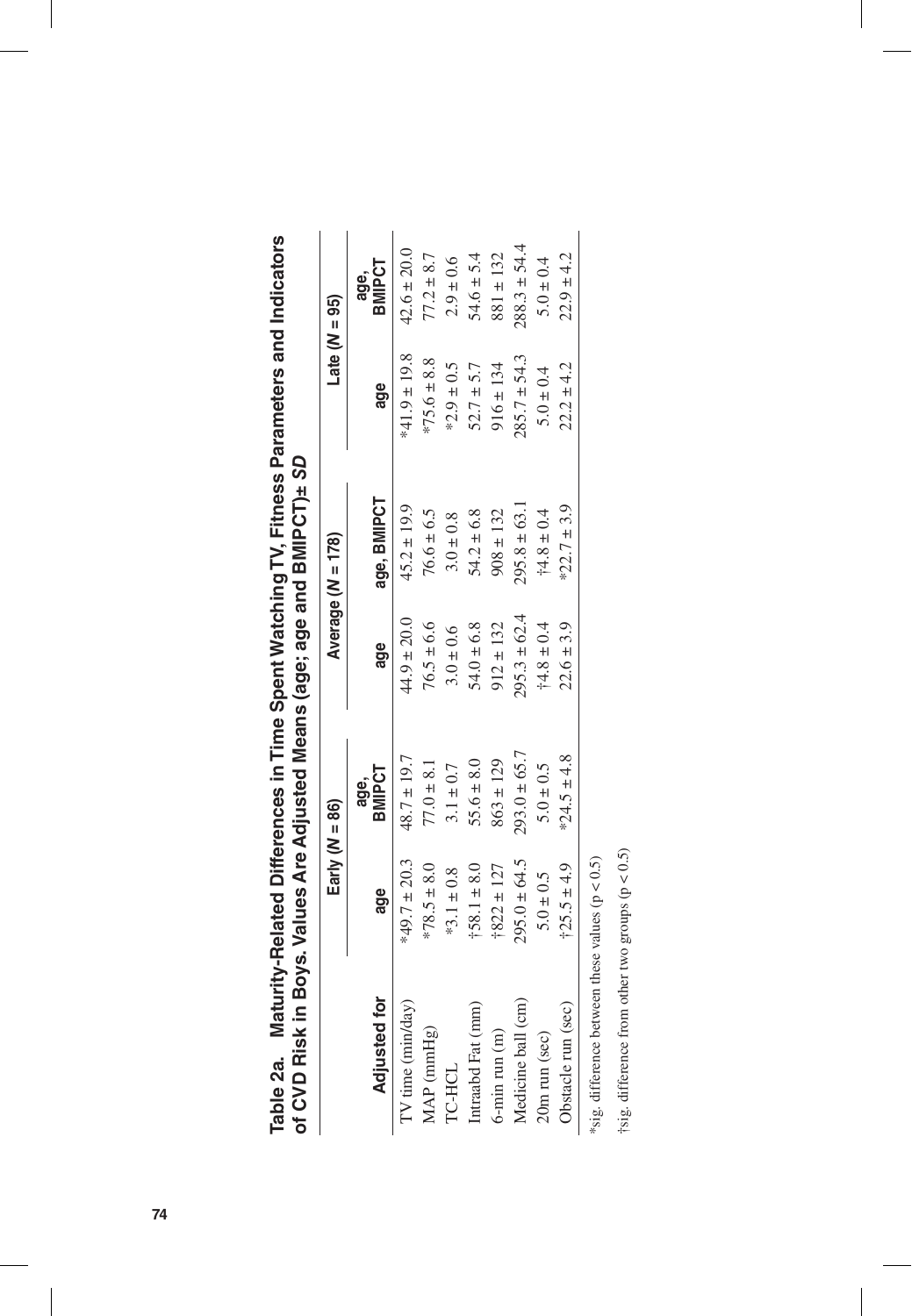**Table 2a. Maturity-Related Differences in Time Spent Watching TV, Fitness Parameters and Indicators of CVD Risk in Boys. Values Are Adjusted Means (age; age and BMIPCT)± *SD***

| | Early (*N* = 86) | | Average (*N* = 178) | | Late (*N* = 95) | |
|---|---|---|---|---|---|---|
| **Adjusted for** | **age** | **age, BMIPCT** | **age** | **age, BMIPCT** | **age** | **age, BMIPCT** |
| TV time (min/day) | *49.7 ± 20.3 | 48.7 ± 19.7 | 44.9 ± 20.0 | 45.2 ± 19.9 | *41.9 ± 19.8 | 42.6 ± 20.0 |
| MAP (mmHg) | *78.5 ± 8.0 | 77.0 ± 8.1 | 76.5 ± 6.6 | 76.6 ± 6.5 | *75.6 ± 8.8 | 77.2 ± 8.7 |
| TC-HCL | *3.1 ± 0.8 | 3.1 ± 0.7 | 3.0 ± 0.6 | 3.0 ± 0.8 | *2.9 ± 0.5 | 2.9 ± 0.6 |
| Intraabd Fat (mm) | †58.1 ± 8.0 | 55.6 ± 8.0 | 54.0 ± 6.8 | 54.2 ± 6.8 | 52.7 ± 5.7 | 54.6 ± 5.4 |
| 6-min run (m) | †822 ± 127 | 863 ± 129 | 912 ± 132 | 908 ± 132 | 916 ± 134 | 881 ± 132 |
| Medicine ball (cm) | 295.0 ± 64.5 | 293.0 ± 65.7 | 295.3 ± 62.4 | 295.8 ± 63.1 | 285.7 ± 54.3 | 288.3 ± 54.4 |
| 20m run (sec) | 5.0 ± 0.5 | 5.0 ± 0.5 | †4.8 ± 0.4 | †4.8 ± 0.4 | 5.0 ± 0.4 | 5.0 ± 0.4 |
| Obstacle run (sec) | †25.5 ± 4.9 | *24.5 ± 4.8 | 22.6 ± 3.9 | *22.7 ± 3.9 | 22.2 ± 4.2 | 22.9 ± 4.2 |

*sig. difference between these values (p < 0.5)

†sig. difference from other two groups (p < 0.5)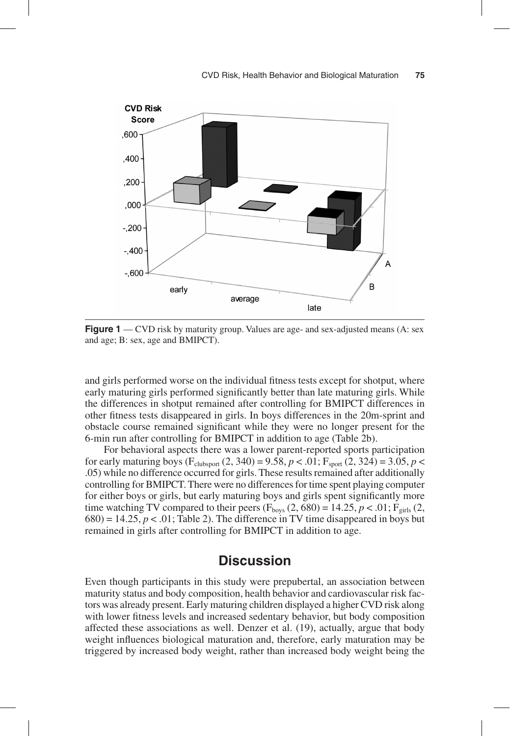**Figure 1** — CVD risk by maturity group. Values are age- and sex-adjusted means (A: sex and age; B: sex, age and BMIPCT).

and girls performed worse on the individual fitness tests except for shotput, where early maturing girls performed significantly better than late maturing girls. While the differences in shotput remained after controlling for BMIPCT differences in other fitness tests disappeared in girls. In boys differences in the 20m-sprint and obstacle course remained significant while they were no longer present for the 6-min run after controlling for BMIPCT in addition to age (Table 2b).

For behavioral aspects there was a lower parent-reported sports participation for early maturing boys ($F_{clubsport}$ (2, 340) = 9.58, $p < .01$; $F_{sport}$ (2, 324) = 3.05, $p < .05$) while no difference occurred for girls. These results remained after additionally controlling for BMIPCT. There were no differences for time spent playing computer for either boys or girls, but early maturing boys and girls spent significantly more time watching TV compared to their peers ($F_{boys}$ (2, 680) = 14.25, $p < .01$; $F_{girls}$ (2, 680) = 14.25, $p < .01$; Table 2). The difference in TV time disappeared in boys but remained in girls after controlling for BMIPCT in addition to age.

## Discussion

Even though participants in this study were prepubertal, an association between maturity status and body composition, health behavior and cardiovascular risk factors was already present. Early maturing children displayed a higher CVD risk along with lower fitness levels and increased sedentary behavior, but body composition affected these associations as well. Denzer et al. (19), actually, argue that body weight influences biological maturation and, therefore, early maturation may be triggered by increased body weight, rather than increased body weight being the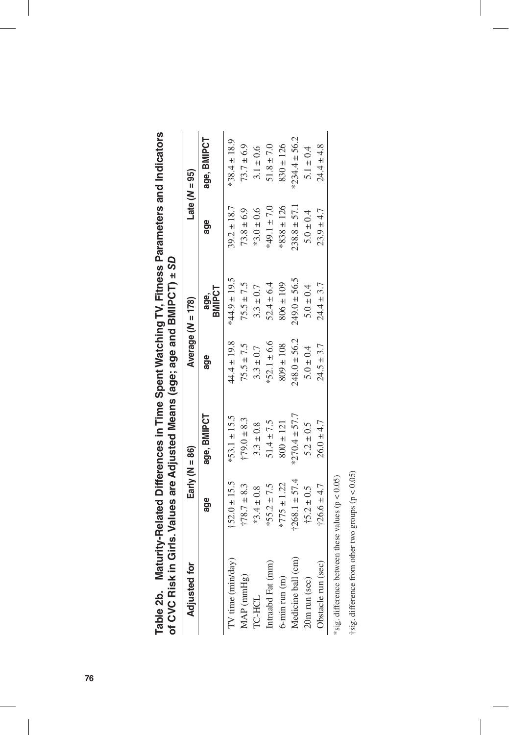**Table 2b. Maturity-Related Differences in Time Spent Watching TV, Fitness Parameters and Indicators of CVC Risk in Girls. Values are Adjusted Means (age; age and BMIPCT) ± *SD***

| Adjusted for | Early (N = 86) | | Average (*N* = 178) | | Late (*N* = 95) | |
|---|---|---|---|---|---|---|
| | age | age, BMIPCT | age | age, BMIPCT | age | age, BMIPCT |
| TV time (min/day) | †52.0 ± 15.5 | *53.1 ± 15.5 | 44.4 ± 19.8 | *44.9 ± 19.5 | 39.2 ± 18.7 | *38.4 ± 18.9 |
| MAP (mmHg) | †78.7 ± 8.3 | †79.0 ± 8.3 | 75.5 ± 7.5 | 75.5 ± 7.5 | 73.8 ± 6.9 | 73.7 ± 6.9 |
| TC-HCL | *3.4 ± 0.8 | 3.3 ± 0.8 | 3.3 ± 0.7 | 3.3 ± 0.7 | *3.0 ± 0.6 | 3.1 ± 0.6 |
| Intraabd Fat (mm) | *55.2 ± 7.5 | 51.4 ± 7.5 | *52.1 ± 6.6 | 52.4 ± 6.4 | *49.1 ± 7.0 | 51.8 ± 7.0 |
| 6-min run (m) | *775 ± 1.22 | 800 ± 121 | 809 ± 108 | 806 ± 109 | *838 ± 126 | 830 ± 126 |
| Medicine ball (cm) | †268.1 ± 57.4 | *270.4 ± 57.7 | 248.0 ± 56.2 | 249.0 ± 56.5 | 238.8 ± 57.1 | *234.4 ± 56.2 |
| 20m run (sec) | †5.2 ± 0.5 | 5.2 ± 0.5 | 5.0 ± 0.4 | 5.0 ± 0.4 | 5.0 ± 0.4 | 5.1 ± 0.4 |
| Obstacle run (sec) | †26.6 ± 4.7 | 26.0 ± 4.7 | 24.5 ± 3.7 | 24.4 ± 3.7 | 23.9 ± 4.7 | 24.4 ± 4.8 |

*sig. difference between these values ($p < 0.05$)

†sig. difference from other two groups ($p < 0.05$)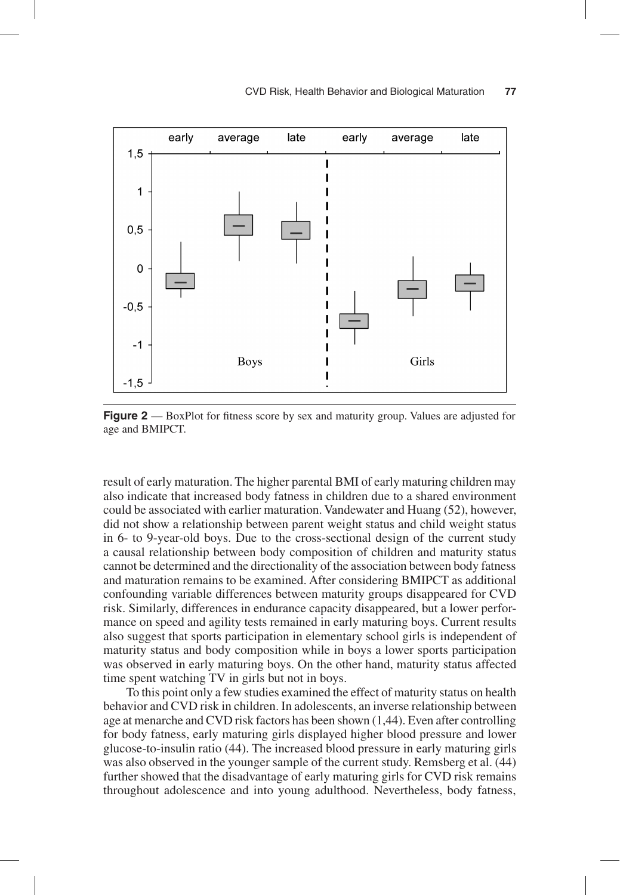**Figure 2** — BoxPlot for fitness score by sex and maturity group. Values are adjusted for age and BMIPCT.

result of early maturation. The higher parental BMI of early maturing children may also indicate that increased body fatness in children due to a shared environment could be associated with earlier maturation. Vandewater and Huang (52), however, did not show a relationship between parent weight status and child weight status in 6- to 9-year-old boys. Due to the cross-sectional design of the current study a causal relationship between body composition of children and maturity status cannot be determined and the directionality of the association between body fatness and maturation remains to be examined. After considering BMIPCT as additional confounding variable differences between maturity groups disappeared for CVD risk. Similarly, differences in endurance capacity disappeared, but a lower performance on speed and agility tests remained in early maturing boys. Current results also suggest that sports participation in elementary school girls is independent of maturity status and body composition while in boys a lower sports participation was observed in early maturing boys. On the other hand, maturity status affected time spent watching TV in girls but not in boys.

To this point only a few studies examined the effect of maturity status on health behavior and CVD risk in children. In adolescents, an inverse relationship between age at menarche and CVD risk factors has been shown (1,44). Even after controlling for body fatness, early maturing girls displayed higher blood pressure and lower glucose-to-insulin ratio (44). The increased blood pressure in early maturing girls was also observed in the younger sample of the current study. Remsberg et al. (44) further showed that the disadvantage of early maturing girls for CVD risk remains throughout adolescence and into young adulthood. Nevertheless, body fatness,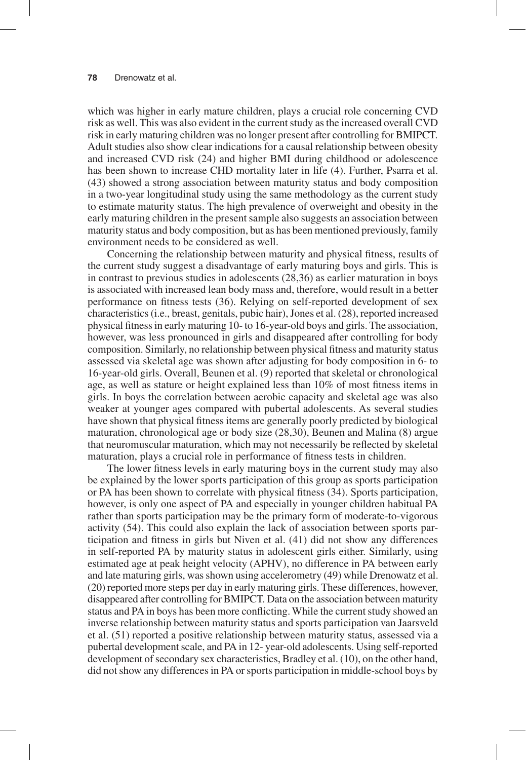which was higher in early mature children, plays a crucial role concerning CVD risk as well. This was also evident in the current study as the increased overall CVD risk in early maturing children was no longer present after controlling for BMIPCT. Adult studies also show clear indications for a causal relationship between obesity and increased CVD risk (24) and higher BMI during childhood or adolescence has been shown to increase CHD mortality later in life (4). Further, Psarra et al. (43) showed a strong association between maturity status and body composition in a two-year longitudinal study using the same methodology as the current study to estimate maturity status. The high prevalence of overweight and obesity in the early maturing children in the present sample also suggests an association between maturity status and body composition, but as has been mentioned previously, family environment needs to be considered as well.

Concerning the relationship between maturity and physical fitness, results of the current study suggest a disadvantage of early maturing boys and girls. This is in contrast to previous studies in adolescents (28,36) as earlier maturation in boys is associated with increased lean body mass and, therefore, would result in a better performance on fitness tests (36). Relying on self-reported development of sex characteristics (i.e., breast, genitals, pubic hair), Jones et al. (28), reported increased physical fitness in early maturing 10- to 16-year-old boys and girls. The association, however, was less pronounced in girls and disappeared after controlling for body composition. Similarly, no relationship between physical fitness and maturity status assessed via skeletal age was shown after adjusting for body composition in 6- to 16-year-old girls. Overall, Beunen et al. (9) reported that skeletal or chronological age, as well as stature or height explained less than 10% of most fitness items in girls. In boys the correlation between aerobic capacity and skeletal age was also weaker at younger ages compared with pubertal adolescents. As several studies have shown that physical fitness items are generally poorly predicted by biological maturation, chronological age or body size (28,30), Beunen and Malina (8) argue that neuromuscular maturation, which may not necessarily be reflected by skeletal maturation, plays a crucial role in performance of fitness tests in children.

The lower fitness levels in early maturing boys in the current study may also be explained by the lower sports participation of this group as sports participation or PA has been shown to correlate with physical fitness (34). Sports participation, however, is only one aspect of PA and especially in younger children habitual PA rather than sports participation may be the primary form of moderate-to-vigorous activity (54). This could also explain the lack of association between sports participation and fitness in girls but Niven et al. (41) did not show any differences in self-reported PA by maturity status in adolescent girls either. Similarly, using estimated age at peak height velocity (APHV), no difference in PA between early and late maturing girls, was shown using accelerometry (49) while Drenowatz et al. (20) reported more steps per day in early maturing girls. These differences, however, disappeared after controlling for BMIPCT. Data on the association between maturity status and PA in boys has been more conflicting. While the current study showed an inverse relationship between maturity status and sports participation van Jaarsveld et al. (51) reported a positive relationship between maturity status, assessed via a pubertal development scale, and PA in 12- year-old adolescents. Using self-reported development of secondary sex characteristics, Bradley et al. (10), on the other hand, did not show any differences in PA or sports participation in middle-school boys by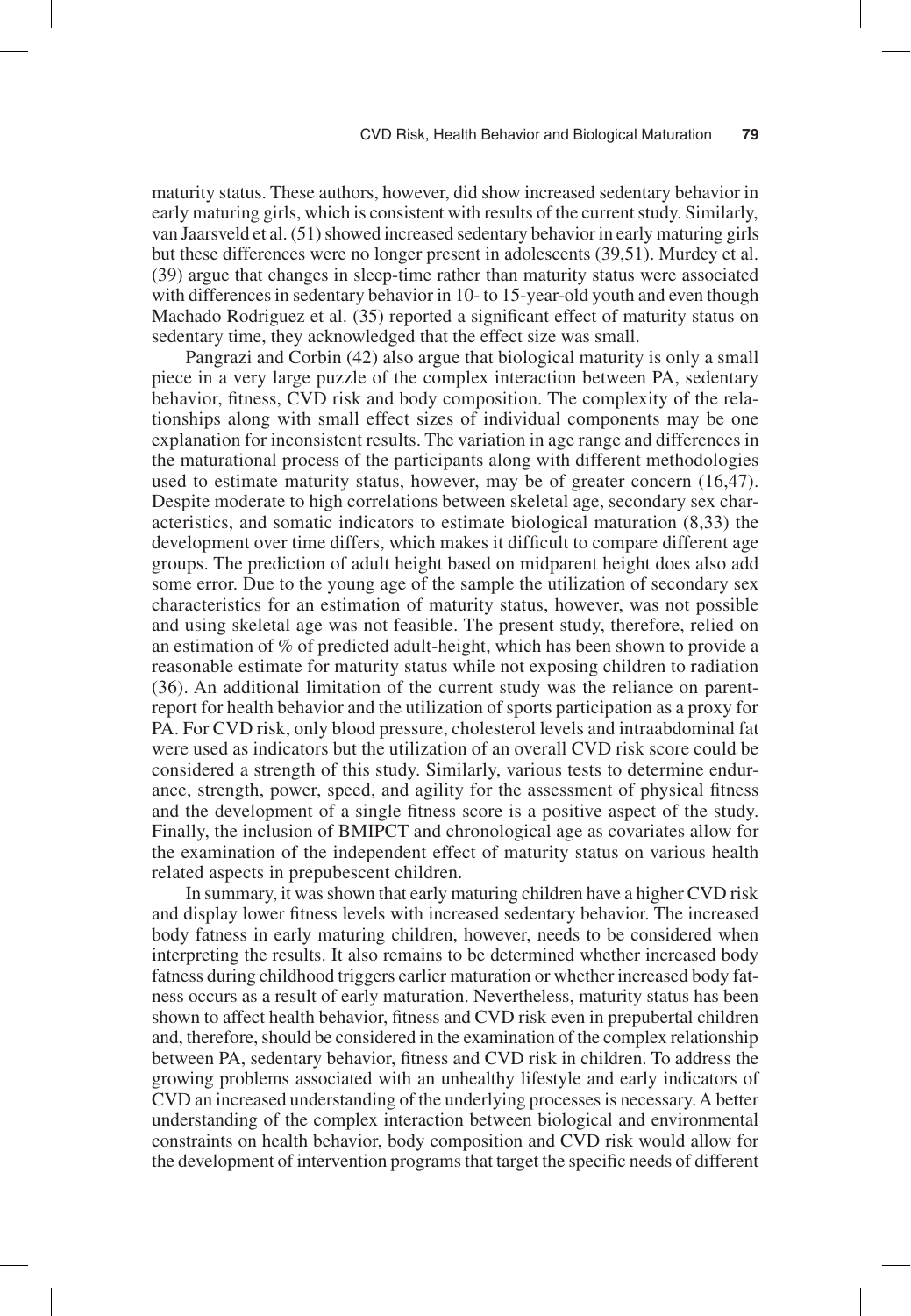maturity status. These authors, however, did show increased sedentary behavior in early maturing girls, which is consistent with results of the current study. Similarly, van Jaarsveld et al. (51) showed increased sedentary behavior in early maturing girls but these differences were no longer present in adolescents (39,51). Murdey et al. (39) argue that changes in sleep-time rather than maturity status were associated with differences in sedentary behavior in 10- to 15-year-old youth and even though Machado Rodriguez et al. (35) reported a significant effect of maturity status on sedentary time, they acknowledged that the effect size was small.

Pangrazi and Corbin (42) also argue that biological maturity is only a small piece in a very large puzzle of the complex interaction between PA, sedentary behavior, fitness, CVD risk and body composition. The complexity of the relationships along with small effect sizes of individual components may be one explanation for inconsistent results. The variation in age range and differences in the maturational process of the participants along with different methodologies used to estimate maturity status, however, may be of greater concern (16,47). Despite moderate to high correlations between skeletal age, secondary sex characteristics, and somatic indicators to estimate biological maturation (8,33) the development over time differs, which makes it difficult to compare different age groups. The prediction of adult height based on midparent height does also add some error. Due to the young age of the sample the utilization of secondary sex characteristics for an estimation of maturity status, however, was not possible and using skeletal age was not feasible. The present study, therefore, relied on an estimation of % of predicted adult-height, which has been shown to provide a reasonable estimate for maturity status while not exposing children to radiation (36). An additional limitation of the current study was the reliance on parent-report for health behavior and the utilization of sports participation as a proxy for PA. For CVD risk, only blood pressure, cholesterol levels and intraabdominal fat were used as indicators but the utilization of an overall CVD risk score could be considered a strength of this study. Similarly, various tests to determine endurance, strength, power, speed, and agility for the assessment of physical fitness and the development of a single fitness score is a positive aspect of the study. Finally, the inclusion of BMIPCT and chronological age as covariates allow for the examination of the independent effect of maturity status on various health related aspects in prepubescent children.

In summary, it was shown that early maturing children have a higher CVD risk and display lower fitness levels with increased sedentary behavior. The increased body fatness in early maturing children, however, needs to be considered when interpreting the results. It also remains to be determined whether increased body fatness during childhood triggers earlier maturation or whether increased body fatness occurs as a result of early maturation. Nevertheless, maturity status has been shown to affect health behavior, fitness and CVD risk even in prepubertal children and, therefore, should be considered in the examination of the complex relationship between PA, sedentary behavior, fitness and CVD risk in children. To address the growing problems associated with an unhealthy lifestyle and early indicators of CVD an increased understanding of the underlying processes is necessary. A better understanding of the complex interaction between biological and environmental constraints on health behavior, body composition and CVD risk would allow for the development of intervention programs that target the specific needs of different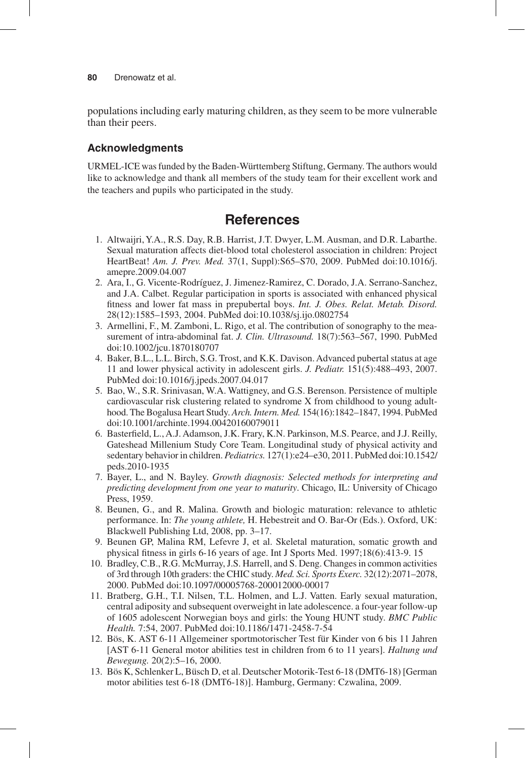populations including early maturing children, as they seem to be more vulnerable than their peers.

### Acknowledgments

URMEL-ICE was funded by the Baden-Württemberg Stiftung, Germany. The authors would like to acknowledge and thank all members of the study team for their excellent work and the teachers and pupils who participated in the study.

## References

1. Altwaijri, Y.A., R.S. Day, R.B. Harrist, J.T. Dwyer, L.M. Ausman, and D.R. Labarthe. Sexual maturation affects diet-blood total cholesterol association in children: Project HeartBeat! *Am. J. Prev. Med.* 37(1, Suppl):S65–S70, 2009. PubMed doi:10.1016/j.amepre.2009.04.007
2. Ara, I., G. Vicente-Rodríguez, J. Jimenez-Ramirez, C. Dorado, J.A. Serrano-Sanchez, and J.A. Calbet. Regular participation in sports is associated with enhanced physical fitness and lower fat mass in prepubertal boys. *Int. J. Obes. Relat. Metab. Disord.* 28(12):1585–1593, 2004. PubMed doi:10.1038/sj.ijo.0802754
3. Armellini, F., M. Zamboni, L. Rigo, et al. The contribution of sonography to the measurement of intra-abdominal fat. *J. Clin. Ultrasound.* 18(7):563–567, 1990. PubMed doi:10.1002/jcu.1870180707
4. Baker, B.L., L.L. Birch, S.G. Trost, and K.K. Davison. Advanced pubertal status at age 11 and lower physical activity in adolescent girls. *J. Pediatr.* 151(5):488–493, 2007. PubMed doi:10.1016/j.jpeds.2007.04.017
5. Bao, W., S.R. Srinivasan, W.A. Wattigney, and G.S. Berenson. Persistence of multiple cardiovascular risk clustering related to syndrome X from childhood to young adulthood. The Bogalusa Heart Study. *Arch. Intern. Med.* 154(16):1842–1847, 1994. PubMed doi:10.1001/archinte.1994.00420160079011
6. Basterfield, L., A.J. Adamson, J.K. Frary, K.N. Parkinson, M.S. Pearce, and J.J. Reilly, Gateshead Millenium Study Core Team. Longitudinal study of physical activity and sedentary behavior in children. *Pediatrics.* 127(1):e24–e30, 2011. PubMed doi:10.1542/peds.2010-1935
7. Bayer, L., and N. Bayley. *Growth diagnosis: Selected methods for interpreting and predicting development from one year to maturity*. Chicago, IL: University of Chicago Press, 1959.
8. Beunen, G., and R. Malina. Growth and biologic maturation: relevance to athletic performance. In: *The young athlete,* H. Hebestreit and O. Bar-Or (Eds.). Oxford, UK: Blackwell Publishing Ltd, 2008, pp. 3–17.
9. Beunen GP, Malina RM, Lefevre J, et al. Skeletal maturation, somatic growth and physical fitness in girls 6-16 years of age. Int J Sports Med. 1997;18(6):413-9. 15
10. Bradley, C.B., R.G. McMurray, J.S. Harrell, and S. Deng. Changes in common activities of 3rd through 10th graders: the CHIC study. *Med. Sci. Sports Exerc.* 32(12):2071–2078, 2000. PubMed doi:10.1097/00005768-200012000-00017
11. Bratberg, G.H., T.I. Nilsen, T.L. Holmen, and L.J. Vatten. Early sexual maturation, central adiposity and subsequent overweight in late adolescence. a four-year follow-up of 1605 adolescent Norwegian boys and girls: the Young HUNT study. *BMC Public Health.* 7:54, 2007. PubMed doi:10.1186/1471-2458-7-54
12. Bös, K. AST 6-11 Allgemeiner sportmotorischer Test für Kinder von 6 bis 11 Jahren [AST 6-11 General motor abilities test in children from 6 to 11 years]. *Haltung und Bewegung.* 20(2):5–16, 2000.
13. Bös K, Schlenker L, Büsch D, et al. Deutscher Motorik-Test 6-18 (DMT6-18) [German motor abilities test 6-18 (DMT6-18)]. Hamburg, Germany: Czwalina, 2009.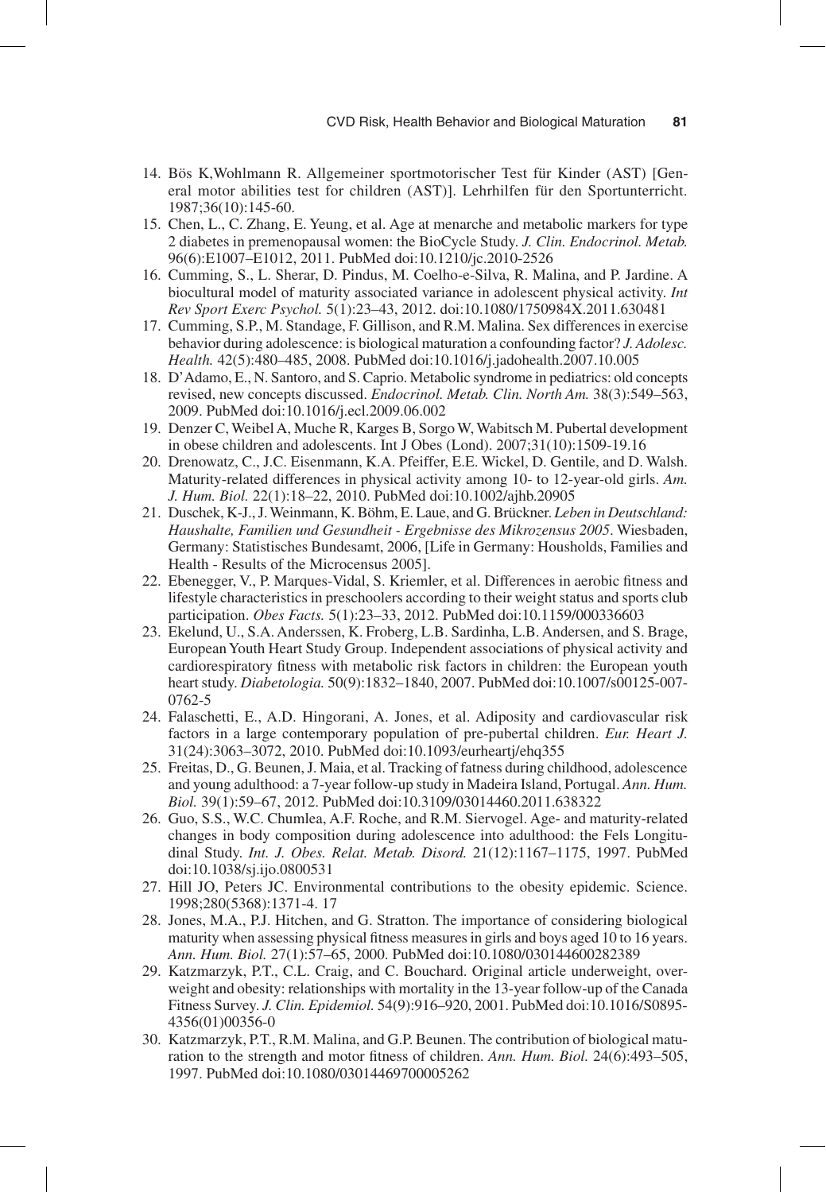14. Bös K,Wohlmann R. Allgemeiner sportmotorischer Test für Kinder (AST) [General motor abilities test for children (AST)]. Lehrhilfen für den Sportunterricht. 1987;36(10):145-60.
15. Chen, L., C. Zhang, E. Yeung, et al. Age at menarche and metabolic markers for type 2 diabetes in premenopausal women: the BioCycle Study. *J. Clin. Endocrinol. Metab.* 96(6):E1007–E1012, 2011. PubMed doi:10.1210/jc.2010-2526
16. Cumming, S., L. Sherar, D. Pindus, M. Coelho-e-Silva, R. Malina, and P. Jardine. A biocultural model of maturity associated variance in adolescent physical activity. *Int Rev Sport Exerc Psychol.* 5(1):23–43, 2012. doi:10.1080/1750984X.2011.630481
17. Cumming, S.P., M. Standage, F. Gillison, and R.M. Malina. Sex differences in exercise behavior during adolescence: is biological maturation a confounding factor? *J. Adolesc. Health.* 42(5):480–485, 2008. PubMed doi:10.1016/j.jadohealth.2007.10.005
18. D'Adamo, E., N. Santoro, and S. Caprio. Metabolic syndrome in pediatrics: old concepts revised, new concepts discussed. *Endocrinol. Metab. Clin. North Am.* 38(3):549–563, 2009. PubMed doi:10.1016/j.ecl.2009.06.002
19. Denzer C, Weibel A, Muche R, Karges B, Sorgo W, Wabitsch M. Pubertal development in obese children and adolescents. Int J Obes (Lond). 2007;31(10):1509-19.16
20. Drenowatz, C., J.C. Eisenmann, K.A. Pfeiffer, E.E. Wickel, D. Gentile, and D. Walsh. Maturity-related differences in physical activity among 10- to 12-year-old girls. *Am. J. Hum. Biol.* 22(1):18–22, 2010. PubMed doi:10.1002/ajhb.20905
21. Duschek, K-J., J. Weinmann, K. Böhm, E. Laue, and G. Brückner. *Leben in Deutschland: Haushalte, Familien und Gesundheit - Ergebnisse des Mikrozensus 2005*. Wiesbaden, Germany: Statistisches Bundesamt, 2006, [Life in Germany: Housholds, Families and Health - Results of the Microcensus 2005].
22. Ebenegger, V., P. Marques-Vidal, S. Kriemler, et al. Differences in aerobic fitness and lifestyle characteristics in preschoolers according to their weight status and sports club participation. *Obes Facts.* 5(1):23–33, 2012. PubMed doi:10.1159/000336603
23. Ekelund, U., S.A. Anderssen, K. Froberg, L.B. Sardinha, L.B. Andersen, and S. Brage, European Youth Heart Study Group. Independent associations of physical activity and cardiorespiratory fitness with metabolic risk factors in children: the European youth heart study. *Diabetologia.* 50(9):1832–1840, 2007. PubMed doi:10.1007/s00125-007-0762-5
24. Falaschetti, E., A.D. Hingorani, A. Jones, et al. Adiposity and cardiovascular risk factors in a large contemporary population of pre-pubertal children. *Eur. Heart J.* 31(24):3063–3072, 2010. PubMed doi:10.1093/eurheartj/ehq355
25. Freitas, D., G. Beunen, J. Maia, et al. Tracking of fatness during childhood, adolescence and young adulthood: a 7-year follow-up study in Madeira Island, Portugal. *Ann. Hum. Biol.* 39(1):59–67, 2012. PubMed doi:10.3109/03014460.2011.638322
26. Guo, S.S., W.C. Chumlea, A.F. Roche, and R.M. Siervogel. Age- and maturity-related changes in body composition during adolescence into adulthood: the Fels Longitudinal Study. *Int. J. Obes. Relat. Metab. Disord.* 21(12):1167–1175, 1997. PubMed doi:10.1038/sj.ijo.0800531
27. Hill JO, Peters JC. Environmental contributions to the obesity epidemic. Science. 1998;280(5368):1371-4. 17
28. Jones, M.A., P.J. Hitchen, and G. Stratton. The importance of considering biological maturity when assessing physical fitness measures in girls and boys aged 10 to 16 years. *Ann. Hum. Biol.* 27(1):57–65, 2000. PubMed doi:10.1080/030144600282389
29. Katzmarzyk, P.T., C.L. Craig, and C. Bouchard. Original article underweight, overweight and obesity: relationships with mortality in the 13-year follow-up of the Canada Fitness Survey. *J. Clin. Epidemiol.* 54(9):916–920, 2001. PubMed doi:10.1016/S0895-4356(01)00356-0
30. Katzmarzyk, P.T., R.M. Malina, and G.P. Beunen. The contribution of biological maturation to the strength and motor fitness of children. *Ann. Hum. Biol.* 24(6):493–505, 1997. PubMed doi:10.1080/03014469700005262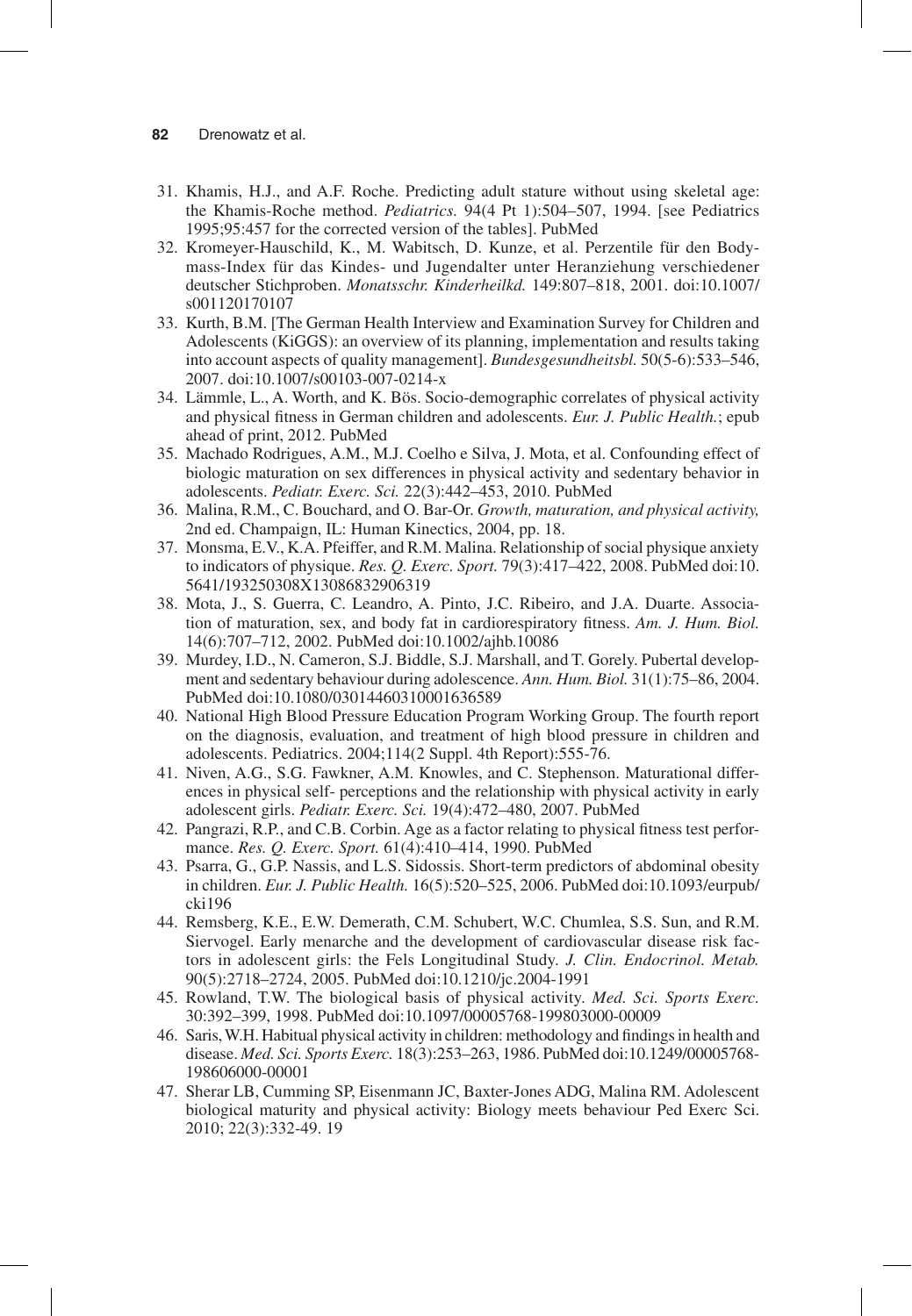31. Khamis, H.J., and A.F. Roche. Predicting adult stature without using skeletal age: the Khamis-Roche method. *Pediatrics.* 94(4 Pt 1):504–507, 1994. [see Pediatrics 1995;95:457 for the corrected version of the tables]. PubMed
32. Kromeyer-Hauschild, K., M. Wabitsch, D. Kunze, et al. Perzentile für den Body-mass-Index für das Kindes- und Jugendalter unter Heranziehung verschiedener deutscher Stichproben. *Monatsschr. Kinderheilkd.* 149:807–818, 2001. doi:10.1007/s001120170107
33. Kurth, B.M. [The German Health Interview and Examination Survey for Children and Adolescents (KiGGS): an overview of its planning, implementation and results taking into account aspects of quality management]. *Bundesgesundheitsbl.* 50(5-6):533–546, 2007. doi:10.1007/s00103-007-0214-x
34. Lämmle, L., A. Worth, and K. Bös. Socio-demographic correlates of physical activity and physical fitness in German children and adolescents. *Eur. J. Public Health.*; epub ahead of print, 2012. PubMed
35. Machado Rodrigues, A.M., M.J. Coelho e Silva, J. Mota, et al. Confounding effect of biologic maturation on sex differences in physical activity and sedentary behavior in adolescents. *Pediatr. Exerc. Sci.* 22(3):442–453, 2010. PubMed
36. Malina, R.M., C. Bouchard, and O. Bar-Or. *Growth, maturation, and physical activity,* 2nd ed. Champaign, IL: Human Kinectics, 2004, pp. 18.
37. Monsma, E.V., K.A. Pfeiffer, and R.M. Malina. Relationship of social physique anxiety to indicators of physique. *Res. Q. Exerc. Sport.* 79(3):417–422, 2008. PubMed doi:10.5641/193250308X13086832906319
38. Mota, J., S. Guerra, C. Leandro, A. Pinto, J.C. Ribeiro, and J.A. Duarte. Association of maturation, sex, and body fat in cardiorespiratory fitness. *Am. J. Hum. Biol.* 14(6):707–712, 2002. PubMed doi:10.1002/ajhb.10086
39. Murdey, I.D., N. Cameron, S.J. Biddle, S.J. Marshall, and T. Gorely. Pubertal development and sedentary behaviour during adolescence. *Ann. Hum. Biol.* 31(1):75–86, 2004. PubMed doi:10.1080/03014460310001636589
40. National High Blood Pressure Education Program Working Group. The fourth report on the diagnosis, evaluation, and treatment of high blood pressure in children and adolescents. Pediatrics. 2004;114(2 Suppl. 4th Report):555-76.
41. Niven, A.G., S.G. Fawkner, A.M. Knowles, and C. Stephenson. Maturational differences in physical self- perceptions and the relationship with physical activity in early adolescent girls. *Pediatr. Exerc. Sci.* 19(4):472–480, 2007. PubMed
42. Pangrazi, R.P., and C.B. Corbin. Age as a factor relating to physical fitness test performance. *Res. Q. Exerc. Sport.* 61(4):410–414, 1990. PubMed
43. Psarra, G., G.P. Nassis, and L.S. Sidossis. Short-term predictors of abdominal obesity in children. *Eur. J. Public Health.* 16(5):520–525, 2006. PubMed doi:10.1093/eurpub/cki196
44. Remsberg, K.E., E.W. Demerath, C.M. Schubert, W.C. Chumlea, S.S. Sun, and R.M. Siervogel. Early menarche and the development of cardiovascular disease risk factors in adolescent girls: the Fels Longitudinal Study. *J. Clin. Endocrinol. Metab.* 90(5):2718–2724, 2005. PubMed doi:10.1210/jc.2004-1991
45. Rowland, T.W. The biological basis of physical activity. *Med. Sci. Sports Exerc.* 30:392–399, 1998. PubMed doi:10.1097/00005768-199803000-00009
46. Saris, W.H. Habitual physical activity in children: methodology and findings in health and disease. *Med. Sci. Sports Exerc.* 18(3):253–263, 1986. PubMed doi:10.1249/00005768-198606000-00001
47. Sherar LB, Cumming SP, Eisenmann JC, Baxter-Jones ADG, Malina RM. Adolescent biological maturity and physical activity: Biology meets behaviour Ped Exerc Sci. 2010; 22(3):332-49. 19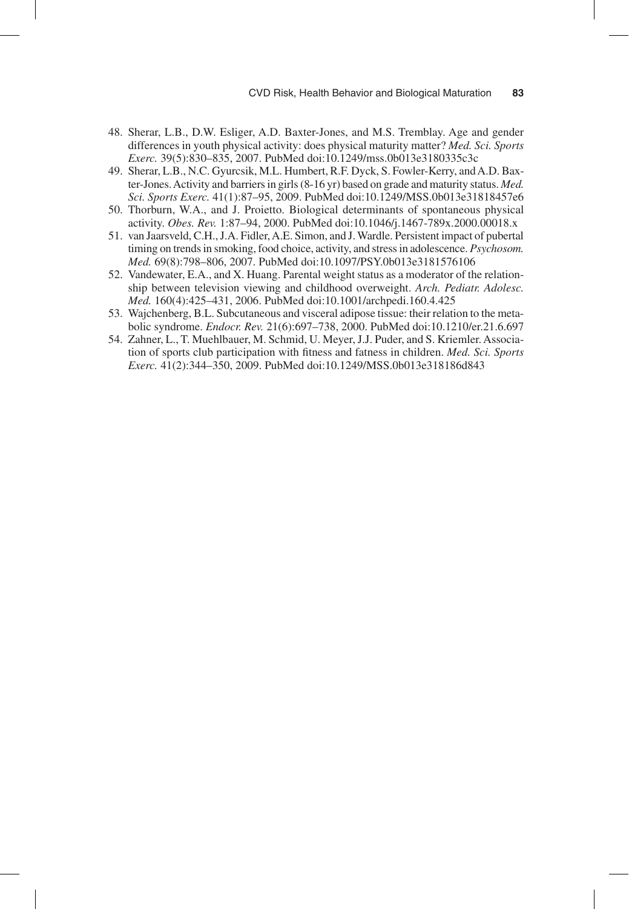48. Sherar, L.B., D.W. Esliger, A.D. Baxter-Jones, and M.S. Tremblay. Age and gender differences in youth physical activity: does physical maturity matter? *Med. Sci. Sports Exerc.* 39(5):830–835, 2007. PubMed doi:10.1249/mss.0b013e3180335c3c
49. Sherar, L.B., N.C. Gyurcsik, M.L. Humbert, R.F. Dyck, S. Fowler-Kerry, and A.D. Baxter-Jones. Activity and barriers in girls (8-16 yr) based on grade and maturity status. *Med. Sci. Sports Exerc.* 41(1):87–95, 2009. PubMed doi:10.1249/MSS.0b013e31818457e6
50. Thorburn, W.A., and J. Proietto. Biological determinants of spontaneous physical activity. *Obes. Rev.* 1:87–94, 2000. PubMed doi:10.1046/j.1467-789x.2000.00018.x
51. van Jaarsveld, C.H., J.A. Fidler, A.E. Simon, and J. Wardle. Persistent impact of pubertal timing on trends in smoking, food choice, activity, and stress in adolescence. *Psychosom. Med.* 69(8):798–806, 2007. PubMed doi:10.1097/PSY.0b013e3181576106
52. Vandewater, E.A., and X. Huang. Parental weight status as a moderator of the relationship between television viewing and childhood overweight. *Arch. Pediatr. Adolesc. Med.* 160(4):425–431, 2006. PubMed doi:10.1001/archpedi.160.4.425
53. Wajchenberg, B.L. Subcutaneous and visceral adipose tissue: their relation to the metabolic syndrome. *Endocr. Rev.* 21(6):697–738, 2000. PubMed doi:10.1210/er.21.6.697
54. Zahner, L., T. Muehlbauer, M. Schmid, U. Meyer, J.J. Puder, and S. Kriemler. Association of sports club participation with fitness and fatness in children. *Med. Sci. Sports Exerc.* 41(2):344–350, 2009. PubMed doi:10.1249/MSS.0b013e318186d843